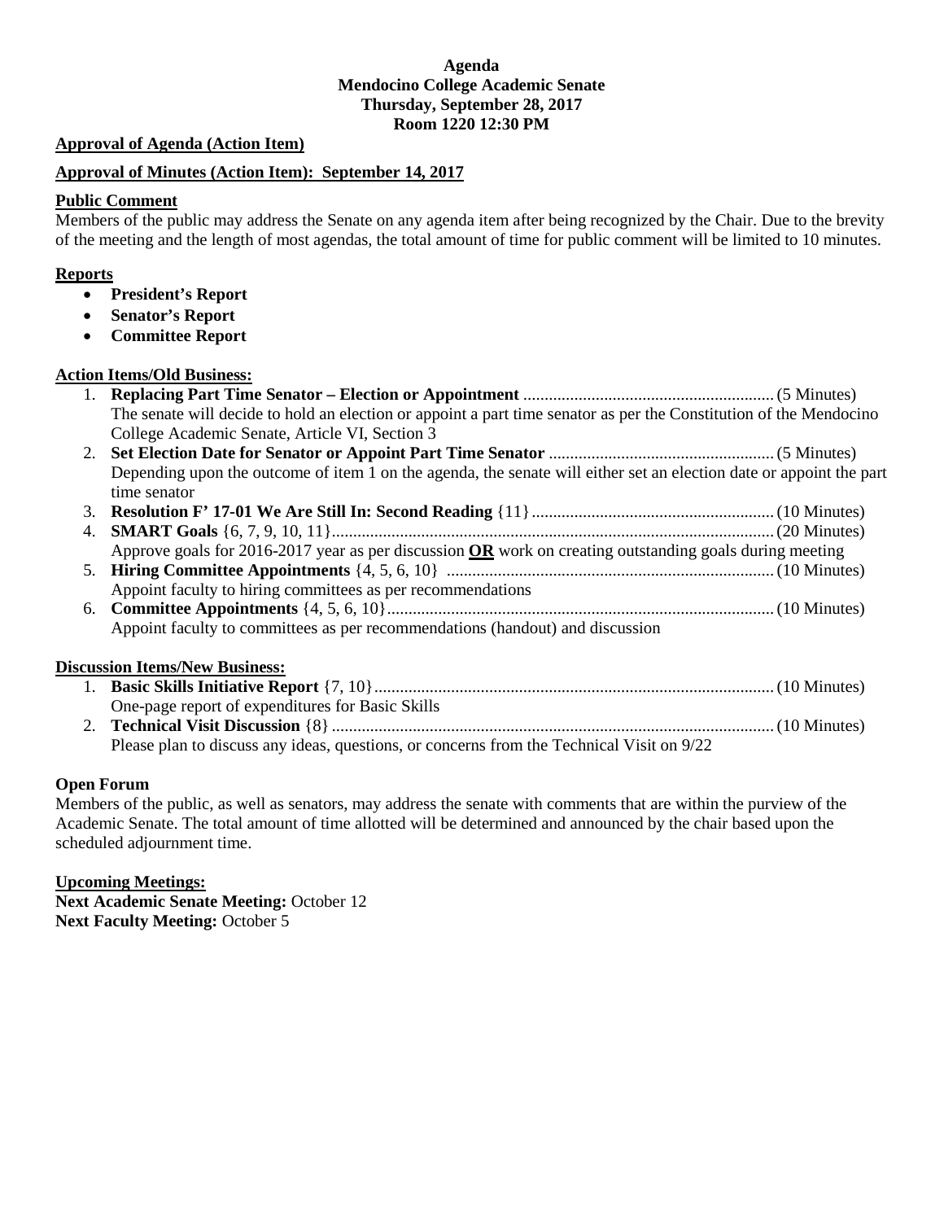**Agenda**
**Mendocino College Academic Senate**
**Thursday, September 28, 2017**
**Room 1220 12:30 PM**

**Approval of Agenda (Action Item)**

**Approval of Minutes (Action Item): September 14, 2017**

**Public Comment**

Members of the public may address the Senate on any agenda item after being recognized by the Chair. Due to the brevity of the meeting and the length of most agendas, the total amount of time for public comment will be limited to 10 minutes.

**Reports**

- **President's Report**
- **Senator's Report**
- **Committee Report**

**Action Items/Old Business:**

1. **Replacing Part Time Senator – Election or Appointment** .......... (5 Minutes)
   The senate will decide to hold an election or appoint a part time senator as per the Constitution of the Mendocino College Academic Senate, Article VI, Section 3
2. **Set Election Date for Senator or Appoint Part Time Senator** .......... (5 Minutes)
   Depending upon the outcome of item 1 on the agenda, the senate will either set an election date or appoint the part time senator
3. **Resolution F' 17-01 We Are Still In: Second Reading** {11} .......... (10 Minutes)
4. **SMART Goals** {6, 7, 9, 10, 11} .......... (20 Minutes)
   Approve goals for 2016-2017 year as per discussion **OR** work on creating outstanding goals during meeting
5. **Hiring Committee Appointments** {4, 5, 6, 10} .......... (10 Minutes)
   Appoint faculty to hiring committees as per recommendations
6. **Committee Appointments** {4, 5, 6, 10} .......... (10 Minutes)
   Appoint faculty to committees as per recommendations (handout) and discussion

**Discussion Items/New Business:**

1. **Basic Skills Initiative Report** {7, 10} .......... (10 Minutes)
   One-page report of expenditures for Basic Skills
2. **Technical Visit Discussion** {8} .......... (10 Minutes)
   Please plan to discuss any ideas, questions, or concerns from the Technical Visit on 9/22

**Open Forum**

Members of the public, as well as senators, may address the senate with comments that are within the purview of the Academic Senate. The total amount of time allotted will be determined and announced by the chair based upon the scheduled adjournment time.

**Upcoming Meetings:**

**Next Academic Senate Meeting:** October 12
**Next Faculty Meeting:** October 5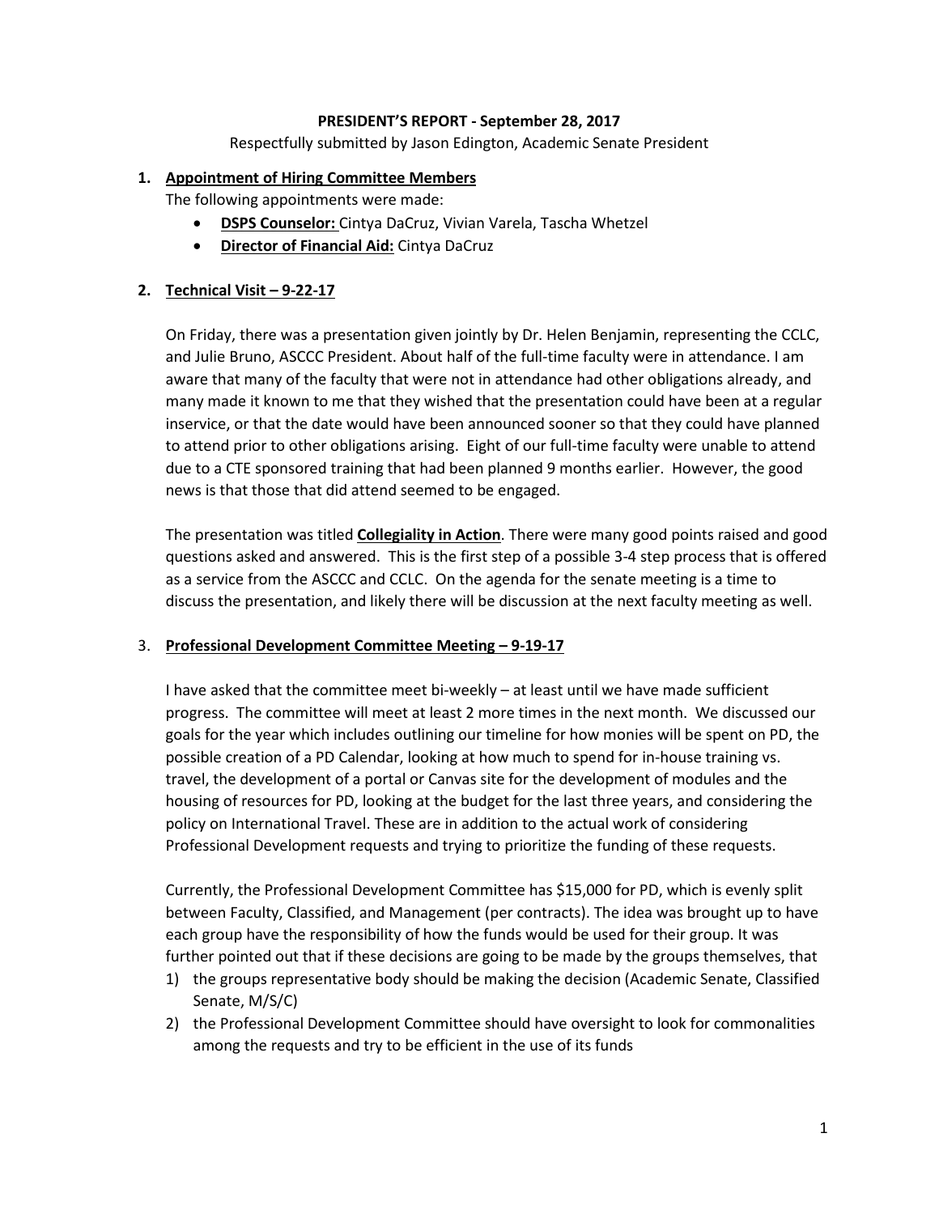**PRESIDENT'S REPORT - September 28, 2017**

Respectfully submitted by Jason Edington, Academic Senate President

1. **Appointment of Hiring Committee Members**

   The following appointments were made:

   - **DSPS Counselor:** Cintya DaCruz, Vivian Varela, Tascha Whetzel
   - **Director of Financial Aid:** Cintya DaCruz

2. **Technical Visit – 9-22-17**

   On Friday, there was a presentation given jointly by Dr. Helen Benjamin, representing the CCLC, and Julie Bruno, ASCCC President. About half of the full-time faculty were in attendance. I am aware that many of the faculty that were not in attendance had other obligations already, and many made it known to me that they wished that the presentation could have been at a regular inservice, or that the date would have been announced sooner so that they could have planned to attend prior to other obligations arising. Eight of our full-time faculty were unable to attend due to a CTE sponsored training that had been planned 9 months earlier. However, the good news is that those that did attend seemed to be engaged.

   The presentation was titled **Collegiality in Action**. There were many good points raised and good questions asked and answered. This is the first step of a possible 3-4 step process that is offered as a service from the ASCCC and CCLC. On the agenda for the senate meeting is a time to discuss the presentation, and likely there will be discussion at the next faculty meeting as well.

3. **Professional Development Committee Meeting – 9-19-17**

   I have asked that the committee meet bi-weekly – at least until we have made sufficient progress. The committee will meet at least 2 more times in the next month. We discussed our goals for the year which includes outlining our timeline for how monies will be spent on PD, the possible creation of a PD Calendar, looking at how much to spend for in-house training vs. travel, the development of a portal or Canvas site for the development of modules and the housing of resources for PD, looking at the budget for the last three years, and considering the policy on International Travel. These are in addition to the actual work of considering Professional Development requests and trying to prioritize the funding of these requests.

   Currently, the Professional Development Committee has $15,000 for PD, which is evenly split between Faculty, Classified, and Management (per contracts). The idea was brought up to have each group have the responsibility of how the funds would be used for their group. It was further pointed out that if these decisions are going to be made by the groups themselves, that

   1) the groups representative body should be making the decision (Academic Senate, Classified Senate, M/S/C)
   2) the Professional Development Committee should have oversight to look for commonalities among the requests and try to be efficient in the use of its funds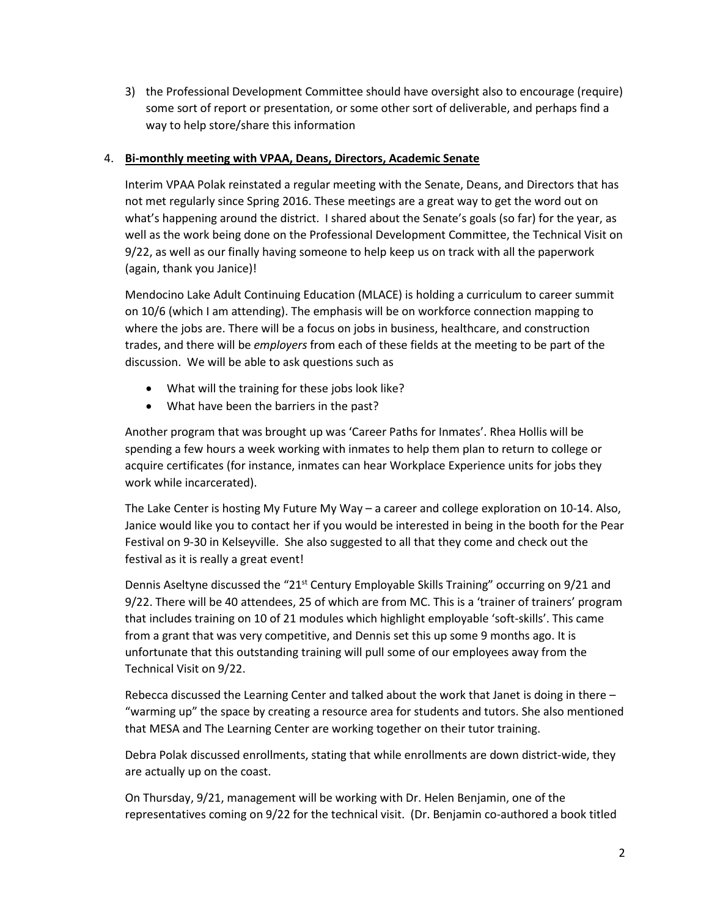3) the Professional Development Committee should have oversight also to encourage (require) some sort of report or presentation, or some other sort of deliverable, and perhaps find a way to help store/share this information

4. **Bi-monthly meeting with VPAA, Deans, Directors, Academic Senate**

   Interim VPAA Polak reinstated a regular meeting with the Senate, Deans, and Directors that has not met regularly since Spring 2016. These meetings are a great way to get the word out on what's happening around the district. I shared about the Senate's goals (so far) for the year, as well as the work being done on the Professional Development Committee, the Technical Visit on 9/22, as well as our finally having someone to help keep us on track with all the paperwork (again, thank you Janice)!

   Mendocino Lake Adult Continuing Education (MLACE) is holding a curriculum to career summit on 10/6 (which I am attending). The emphasis will be on workforce connection mapping to where the jobs are. There will be a focus on jobs in business, healthcare, and construction trades, and there will be *employers* from each of these fields at the meeting to be part of the discussion. We will be able to ask questions such as

   - What will the training for these jobs look like?
   - What have been the barriers in the past?

   Another program that was brought up was 'Career Paths for Inmates'. Rhea Hollis will be spending a few hours a week working with inmates to help them plan to return to college or acquire certificates (for instance, inmates can hear Workplace Experience units for jobs they work while incarcerated).

   The Lake Center is hosting My Future My Way – a career and college exploration on 10-14. Also, Janice would like you to contact her if you would be interested in being in the booth for the Pear Festival on 9-30 in Kelseyville. She also suggested to all that they come and check out the festival as it is really a great event!

   Dennis Aseltyne discussed the "21st Century Employable Skills Training" occurring on 9/21 and 9/22. There will be 40 attendees, 25 of which are from MC. This is a 'trainer of trainers' program that includes training on 10 of 21 modules which highlight employable 'soft-skills'. This came from a grant that was very competitive, and Dennis set this up some 9 months ago. It is unfortunate that this outstanding training will pull some of our employees away from the Technical Visit on 9/22.

   Rebecca discussed the Learning Center and talked about the work that Janet is doing in there – "warming up" the space by creating a resource area for students and tutors. She also mentioned that MESA and The Learning Center are working together on their tutor training.

   Debra Polak discussed enrollments, stating that while enrollments are down district-wide, they are actually up on the coast.

   On Thursday, 9/21, management will be working with Dr. Helen Benjamin, one of the representatives coming on 9/22 for the technical visit. (Dr. Benjamin co-authored a book titled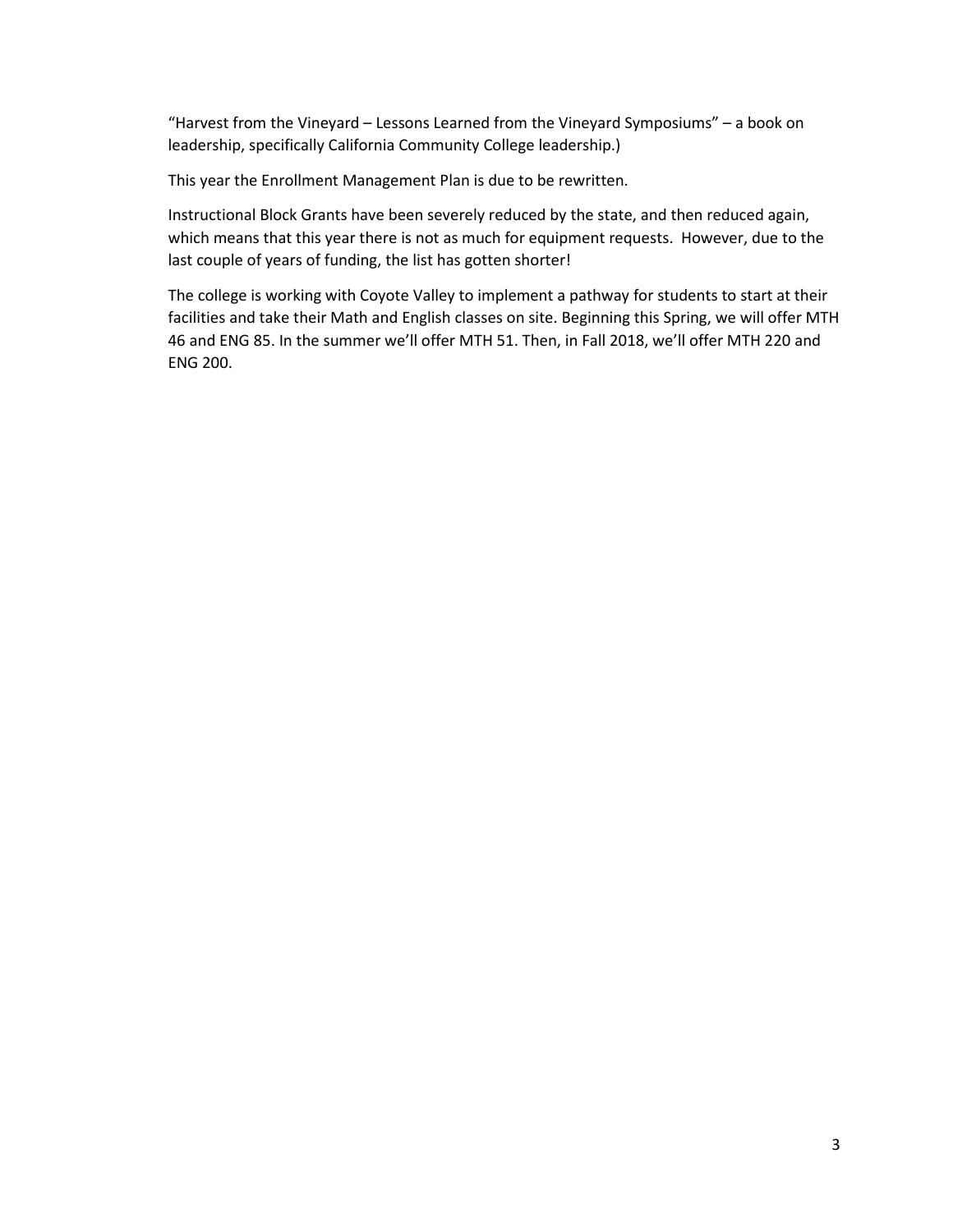"Harvest from the Vineyard – Lessons Learned from the Vineyard Symposiums" – a book on leadership, specifically California Community College leadership.)

This year the Enrollment Management Plan is due to be rewritten.

Instructional Block Grants have been severely reduced by the state, and then reduced again, which means that this year there is not as much for equipment requests. However, due to the last couple of years of funding, the list has gotten shorter!

The college is working with Coyote Valley to implement a pathway for students to start at their facilities and take their Math and English classes on site. Beginning this Spring, we will offer MTH 46 and ENG 85. In the summer we'll offer MTH 51. Then, in Fall 2018, we'll offer MTH 220 and ENG 200.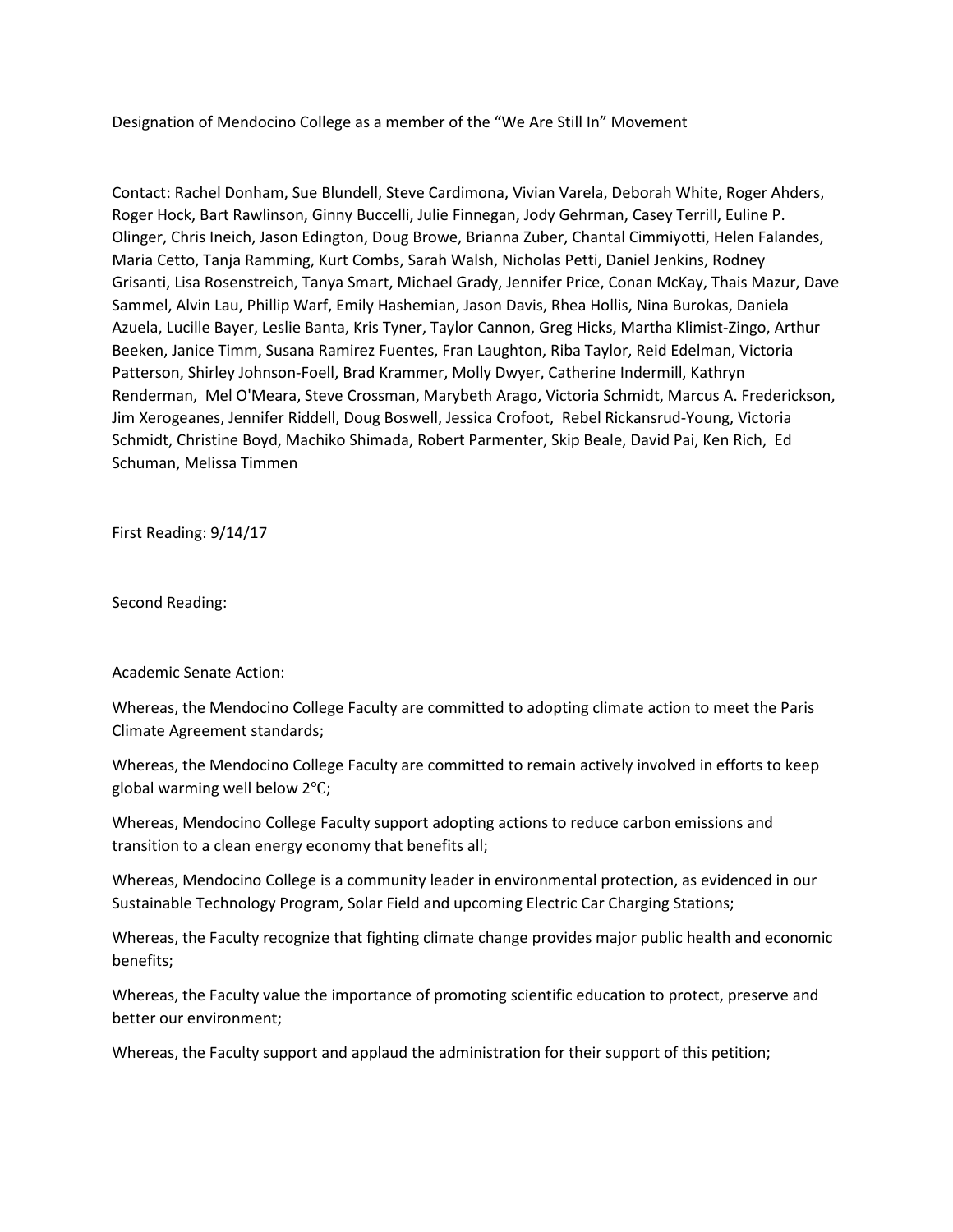Designation of Mendocino College as a member of the "We Are Still In" Movement

Contact: Rachel Donham, Sue Blundell, Steve Cardimona, Vivian Varela, Deborah White, Roger Ahders, Roger Hock, Bart Rawlinson, Ginny Buccelli, Julie Finnegan, Jody Gehrman, Casey Terrill, Euline P. Olinger, Chris Ineich, Jason Edington, Doug Browe, Brianna Zuber, Chantal Cimmiyotti, Helen Falandes, Maria Cetto, Tanja Ramming, Kurt Combs, Sarah Walsh, Nicholas Petti, Daniel Jenkins, Rodney Grisanti, Lisa Rosenstreich, Tanya Smart, Michael Grady, Jennifer Price, Conan McKay, Thais Mazur, Dave Sammel, Alvin Lau, Phillip Warf, Emily Hashemian, Jason Davis, Rhea Hollis, Nina Burokas, Daniela Azuela, Lucille Bayer, Leslie Banta, Kris Tyner, Taylor Cannon, Greg Hicks, Martha Klimist-Zingo, Arthur Beeken, Janice Timm, Susana Ramirez Fuentes, Fran Laughton, Riba Taylor, Reid Edelman, Victoria Patterson, Shirley Johnson-Foell, Brad Krammer, Molly Dwyer, Catherine Indermill, Kathryn Renderman, Mel O'Meara, Steve Crossman, Marybeth Arago, Victoria Schmidt, Marcus A. Frederickson, Jim Xerogeanes, Jennifer Riddell, Doug Boswell, Jessica Crofoot, Rebel Rickansrud-Young, Victoria Schmidt, Christine Boyd, Machiko Shimada, Robert Parmenter, Skip Beale, David Pai, Ken Rich, Ed Schuman, Melissa Timmen

First Reading: 9/14/17

Second Reading:

Academic Senate Action:

Whereas, the Mendocino College Faculty are committed to adopting climate action to meet the Paris Climate Agreement standards;

Whereas, the Mendocino College Faculty are committed to remain actively involved in efforts to keep global warming well below 2°C;

Whereas, Mendocino College Faculty support adopting actions to reduce carbon emissions and transition to a clean energy economy that benefits all;

Whereas, Mendocino College is a community leader in environmental protection, as evidenced in our Sustainable Technology Program, Solar Field and upcoming Electric Car Charging Stations;

Whereas, the Faculty recognize that fighting climate change provides major public health and economic benefits;

Whereas, the Faculty value the importance of promoting scientific education to protect, preserve and better our environment;

Whereas, the Faculty support and applaud the administration for their support of this petition;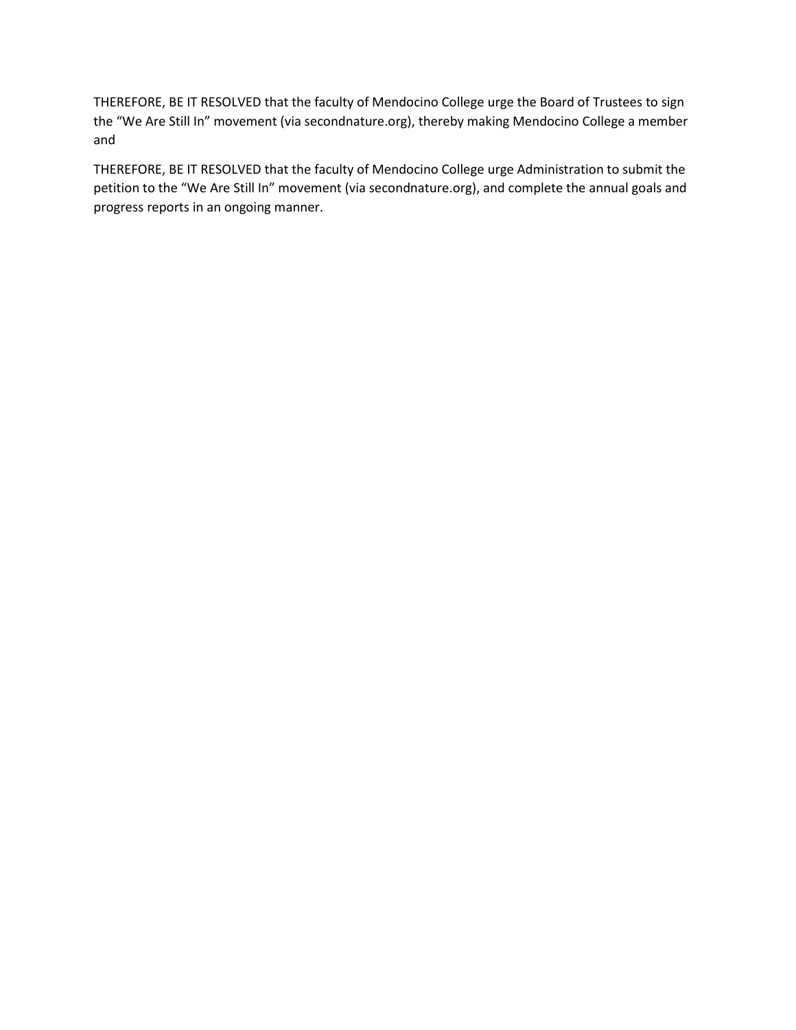THEREFORE, BE IT RESOLVED that the faculty of Mendocino College urge the Board of Trustees to sign the “We Are Still In” movement (via secondnature.org), thereby making Mendocino College a member and

THEREFORE, BE IT RESOLVED that the faculty of Mendocino College urge Administration to submit the petition to the “We Are Still In” movement (via secondnature.org), and complete the annual goals and progress reports in an ongoing manner.